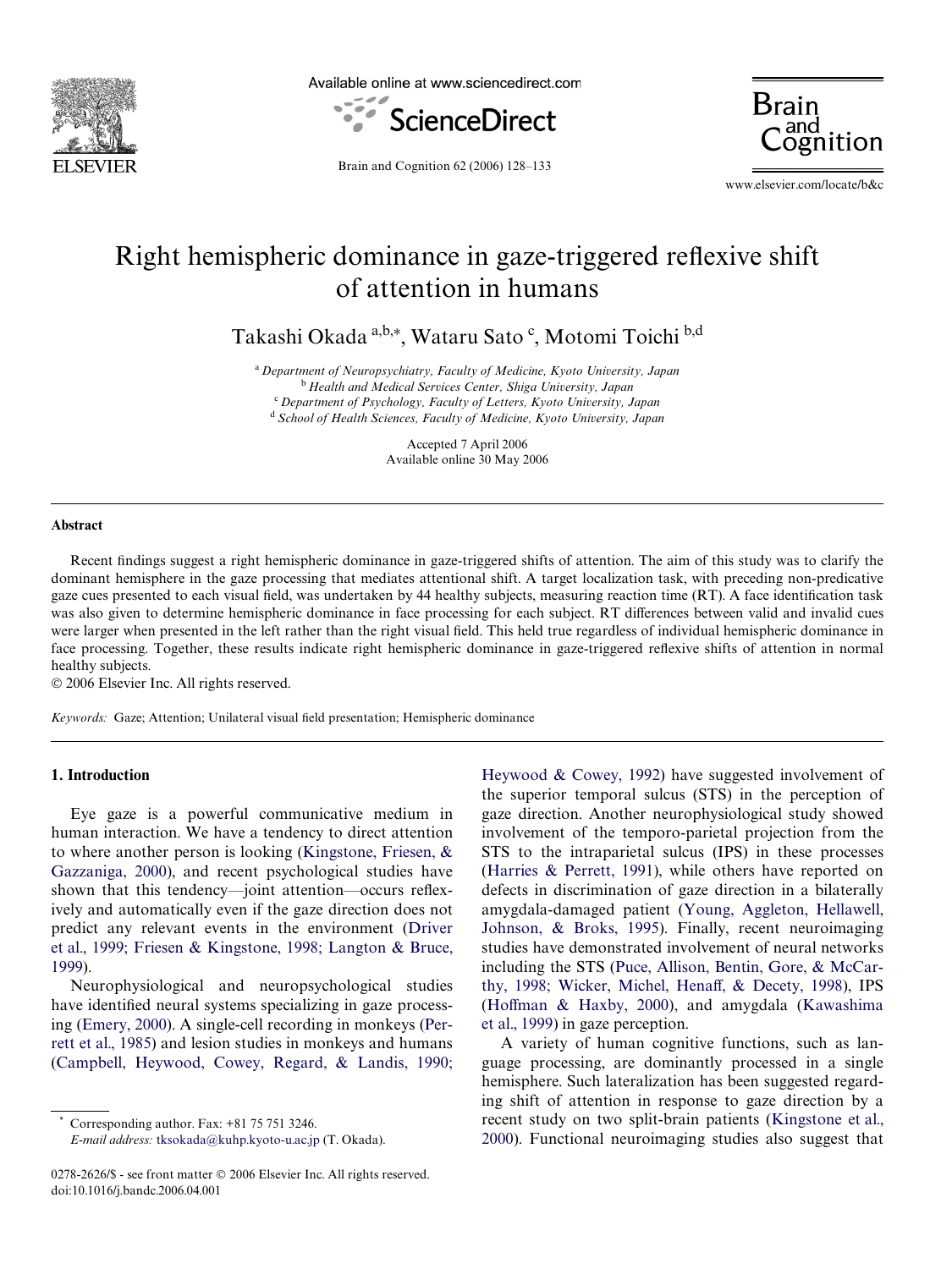# Right hemispheric dominance in gaze-triggered reflexive shift of attention in humans

Takashi Okada [a,b,*], Wataru Sato [c], Motomi Toichi [b,d]

[a] *Department of Neuropsychiatry, Faculty of Medicine, Kyoto University, Japan*
[b] *Health and Medical Services Center, Shiga University, Japan*
[c] *Department of Psychology, Faculty of Letters, Kyoto University, Japan*
[d] *School of Health Sciences, Faculty of Medicine, Kyoto University, Japan*

Accepted 7 April 2006
Available online 30 May 2006

## Abstract

Recent findings suggest a right hemispheric dominance in gaze-triggered shifts of attention. The aim of this study was to clarify the dominant hemisphere in the gaze processing that mediates attentional shift. A target localization task, with preceding non-predicative gaze cues presented to each visual field, was undertaken by 44 healthy subjects, measuring reaction time (RT). A face identification task was also given to determine hemispheric dominance in face processing for each subject. RT differences between valid and invalid cues were larger when presented in the left rather than the right visual field. This held true regardless of individual hemispheric dominance in face processing. Together, these results indicate right hemispheric dominance in gaze-triggered reflexive shifts of attention in normal healthy subjects.

© 2006 Elsevier Inc. All rights reserved.

*Keywords:* Gaze; Attention; Unilateral visual field presentation; Hemispheric dominance

## 1. Introduction

Eye gaze is a powerful communicative medium in human interaction. We have a tendency to direct attention to where another person is looking (Kingstone, Friesen, & Gazzaniga, 2000), and recent psychological studies have shown that this tendency—joint attention—occurs reflexively and automatically even if the gaze direction does not predict any relevant events in the environment (Driver et al., 1999; Friesen & Kingstone, 1998; Langton & Bruce, 1999).

Neurophysiological and neuropsychological studies have identified neural systems specializing in gaze processing (Emery, 2000). A single-cell recording in monkeys (Perrett et al., 1985) and lesion studies in monkeys and humans (Campbell, Heywood, Cowey, Regard, & Landis, 1990; Heywood & Cowey, 1992) have suggested involvement of the superior temporal sulcus (STS) in the perception of gaze direction. Another neurophysiological study showed involvement of the temporo-parietal projection from the STS to the intraparietal sulcus (IPS) in these processes (Harries & Perrett, 1991), while others have reported on defects in discrimination of gaze direction in a bilaterally amygdala-damaged patient (Young, Aggleton, Hellawell, Johnson, & Broks, 1995). Finally, recent neuroimaging studies have demonstrated involvement of neural networks including the STS (Puce, Allison, Bentin, Gore, & McCarthy, 1998; Wicker, Michel, Henaff, & Decety, 1998), IPS (Hoffman & Haxby, 2000), and amygdala (Kawashima et al., 1999) in gaze perception.

A variety of human cognitive functions, such as language processing, are dominantly processed in a single hemisphere. Such lateralization has been suggested regarding shift of attention in response to gaze direction by a recent study on two split-brain patients (Kingstone et al., 2000). Functional neuroimaging studies also suggest that

* Corresponding author. Fax: +81 75 751 3246.
*E-mail address:* tksokada@kuhp.kyoto-u.ac.jp (T. Okada).

0278-2626/$ - see front matter © 2006 Elsevier Inc. All rights reserved.
doi:10.1016/j.bandc.2006.04.001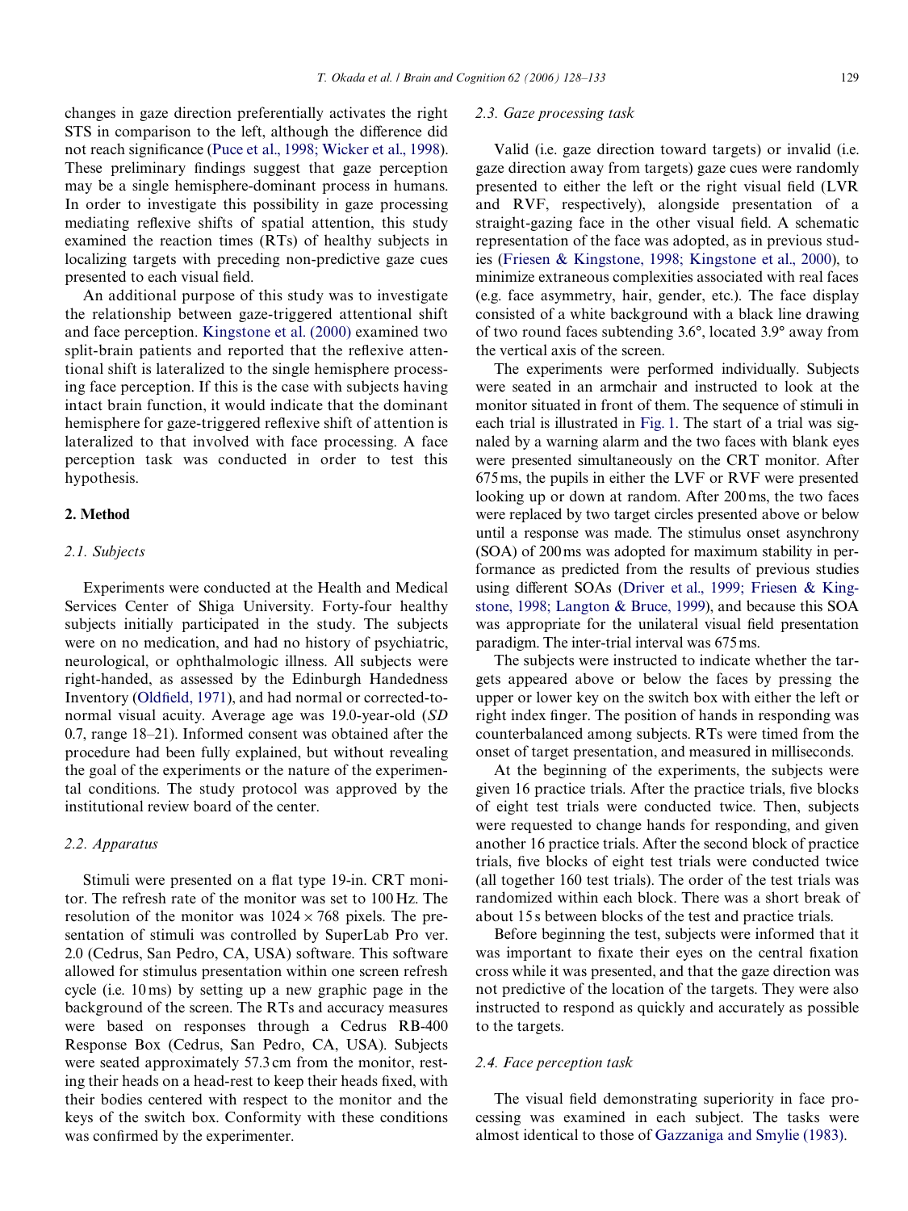changes in gaze direction preferentially activates the right STS in comparison to the left, although the difference did not reach significance (Puce et al., 1998; Wicker et al., 1998). These preliminary findings suggest that gaze perception may be a single hemisphere-dominant process in humans. In order to investigate this possibility in gaze processing mediating reflexive shifts of spatial attention, this study examined the reaction times (RTs) of healthy subjects in localizing targets with preceding non-predictive gaze cues presented to each visual field.

An additional purpose of this study was to investigate the relationship between gaze-triggered attentional shift and face perception. Kingstone et al. (2000) examined two split-brain patients and reported that the reflexive attentional shift is lateralized to the single hemisphere processing face perception. If this is the case with subjects having intact brain function, it would indicate that the dominant hemisphere for gaze-triggered reflexive shift of attention is lateralized to that involved with face processing. A face perception task was conducted in order to test this hypothesis.

## 2. Method

### 2.1. Subjects

Experiments were conducted at the Health and Medical Services Center of Shiga University. Forty-four healthy subjects initially participated in the study. The subjects were on no medication, and had no history of psychiatric, neurological, or ophthalmologic illness. All subjects were right-handed, as assessed by the Edinburgh Handedness Inventory (Oldfield, 1971), and had normal or corrected-to-normal visual acuity. Average age was 19.0-year-old (*SD* 0.7, range 18–21). Informed consent was obtained after the procedure had been fully explained, but without revealing the goal of the experiments or the nature of the experimental conditions. The study protocol was approved by the institutional review board of the center.

### 2.2. Apparatus

Stimuli were presented on a flat type 19-in. CRT monitor. The refresh rate of the monitor was set to 100 Hz. The resolution of the monitor was $1024 \times 768$ pixels. The presentation of stimuli was controlled by SuperLab Pro ver. 2.0 (Cedrus, San Pedro, CA, USA) software. This software allowed for stimulus presentation within one screen refresh cycle (i.e. 10 ms) by setting up a new graphic page in the background of the screen. The RTs and accuracy measures were based on responses through a Cedrus RB-400 Response Box (Cedrus, San Pedro, CA, USA). Subjects were seated approximately 57.3 cm from the monitor, resting their heads on a head-rest to keep their heads fixed, with their bodies centered with respect to the monitor and the keys of the switch box. Conformity with these conditions was confirmed by the experimenter.

### 2.3. Gaze processing task

Valid (i.e. gaze direction toward targets) or invalid (i.e. gaze direction away from targets) gaze cues were randomly presented to either the left or the right visual field (LVR and RVF, respectively), alongside presentation of a straight-gazing face in the other visual field. A schematic representation of the face was adopted, as in previous studies (Friesen & Kingstone, 1998; Kingstone et al., 2000), to minimize extraneous complexities associated with real faces (e.g. face asymmetry, hair, gender, etc.). The face display consisted of a white background with a black line drawing of two round faces subtending 3.6°, located 3.9° away from the vertical axis of the screen.

The experiments were performed individually. Subjects were seated in an armchair and instructed to look at the monitor situated in front of them. The sequence of stimuli in each trial is illustrated in Fig. 1. The start of a trial was signaled by a warning alarm and the two faces with blank eyes were presented simultaneously on the CRT monitor. After 675 ms, the pupils in either the LVF or RVF were presented looking up or down at random. After 200 ms, the two faces were replaced by two target circles presented above or below until a response was made. The stimulus onset asynchrony (SOA) of 200 ms was adopted for maximum stability in performance as predicted from the results of previous studies using different SOAs (Driver et al., 1999; Friesen & Kingstone, 1998; Langton & Bruce, 1999), and because this SOA was appropriate for the unilateral visual field presentation paradigm. The inter-trial interval was 675 ms.

The subjects were instructed to indicate whether the targets appeared above or below the faces by pressing the upper or lower key on the switch box with either the left or right index finger. The position of hands in responding was counterbalanced among subjects. RTs were timed from the onset of target presentation, and measured in milliseconds.

At the beginning of the experiments, the subjects were given 16 practice trials. After the practice trials, five blocks of eight test trials were conducted twice. Then, subjects were requested to change hands for responding, and given another 16 practice trials. After the second block of practice trials, five blocks of eight test trials were conducted twice (all together 160 test trials). The order of the test trials was randomized within each block. There was a short break of about 15 s between blocks of the test and practice trials.

Before beginning the test, subjects were informed that it was important to fixate their eyes on the central fixation cross while it was presented, and that the gaze direction was not predictive of the location of the targets. They were also instructed to respond as quickly and accurately as possible to the targets.

### 2.4. Face perception task

The visual field demonstrating superiority in face processing was examined in each subject. The tasks were almost identical to those of Gazzaniga and Smylie (1983).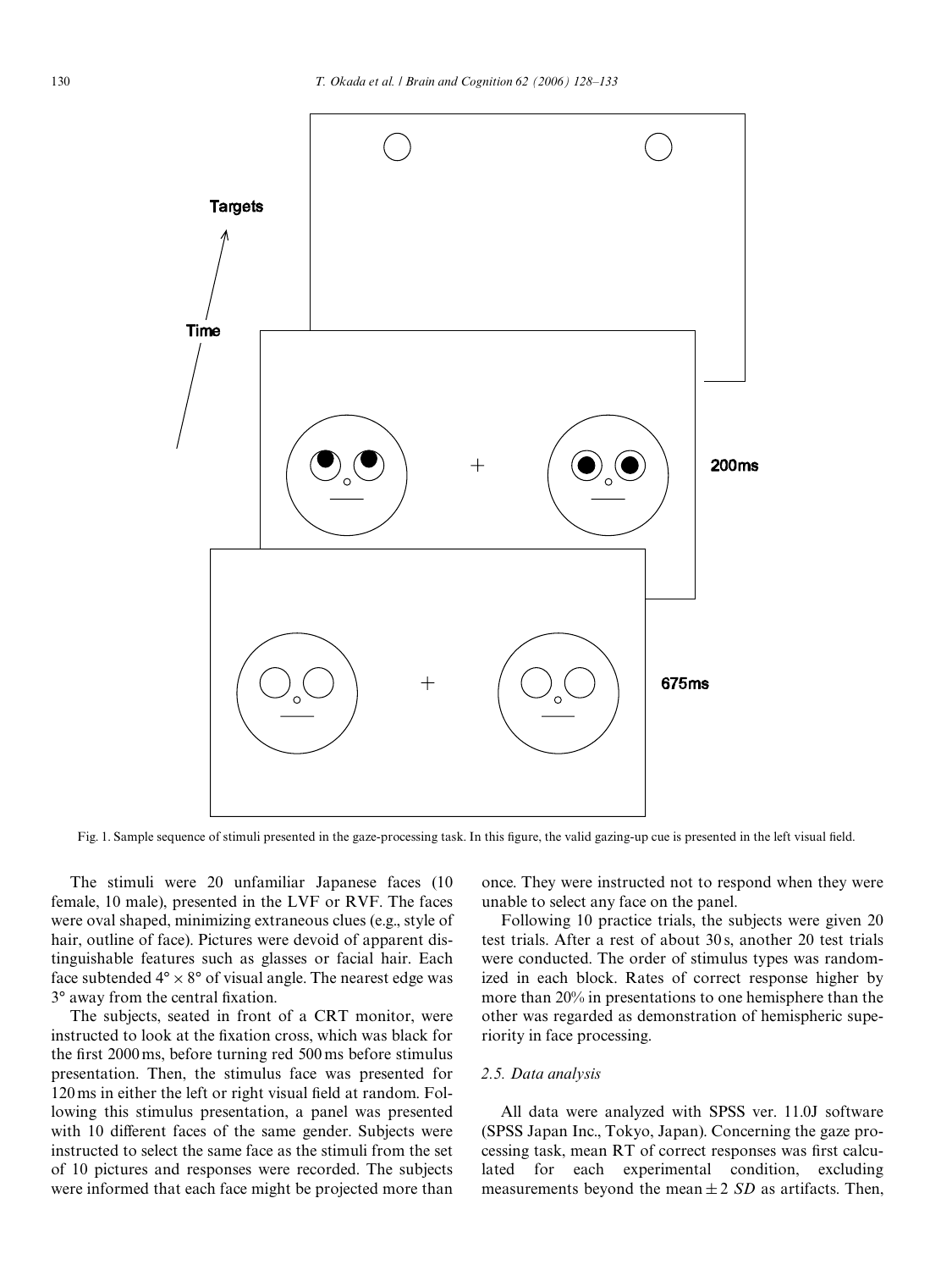Fig. 1. Sample sequence of stimuli presented in the gaze-processing task. In this figure, the valid gazing-up cue is presented in the left visual field.

The stimuli were 20 unfamiliar Japanese faces (10 female, 10 male), presented in the LVF or RVF. The faces were oval shaped, minimizing extraneous clues (e.g., style of hair, outline of face). Pictures were devoid of apparent distinguishable features such as glasses or facial hair. Each face subtended $4° \times 8°$ of visual angle. The nearest edge was 3° away from the central fixation.

The subjects, seated in front of a CRT monitor, were instructed to look at the fixation cross, which was black for the first 2000 ms, before turning red 500 ms before stimulus presentation. Then, the stimulus face was presented for 120 ms in either the left or right visual field at random. Following this stimulus presentation, a panel was presented with 10 different faces of the same gender. Subjects were instructed to select the same face as the stimuli from the set of 10 pictures and responses were recorded. The subjects were informed that each face might be projected more than once. They were instructed not to respond when they were unable to select any face on the panel.

Following 10 practice trials, the subjects were given 20 test trials. After a rest of about 30 s, another 20 test trials were conducted. The order of stimulus types was randomized in each block. Rates of correct response higher by more than 20% in presentations to one hemisphere than the other was regarded as demonstration of hemispheric superiority in face processing.

### 2.5. Data analysis

All data were analyzed with SPSS ver. 11.0J software (SPSS Japan Inc., Tokyo, Japan). Concerning the gaze processing task, mean RT of correct responses was first calculated for each experimental condition, excluding measurements beyond the mean $\pm$ 2 *SD* as artifacts. Then,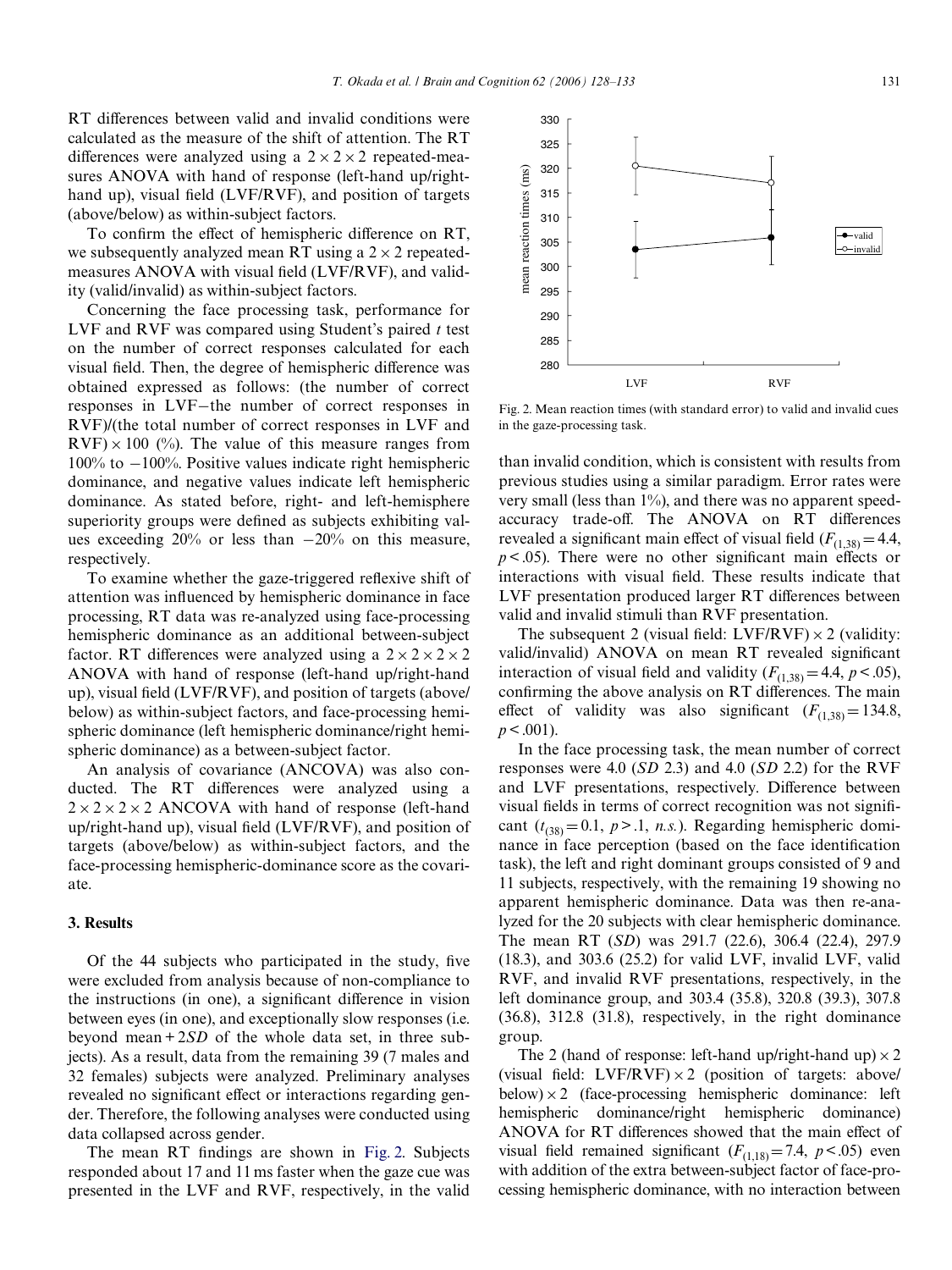RT differences between valid and invalid conditions were calculated as the measure of the shift of attention. The RT differences were analyzed using a $2 \times 2 \times 2$ repeated-measures ANOVA with hand of response (left-hand up/right-hand up), visual field (LVF/RVF), and position of targets (above/below) as within-subject factors.

To confirm the effect of hemispheric difference on RT, we subsequently analyzed mean RT using a $2 \times 2$ repeated-measures ANOVA with visual field (LVF/RVF), and validity (valid/invalid) as within-subject factors.

Concerning the face processing task, performance for LVF and RVF was compared using Student's paired *t* test on the number of correct responses calculated for each visual field. Then, the degree of hemispheric difference was obtained expressed as follows: (the number of correct responses in LVF−the number of correct responses in RVF)/(the total number of correct responses in LVF and RVF) × 100 (%). The value of this measure ranges from 100% to −100%. Positive values indicate right hemispheric dominance, and negative values indicate left hemispheric dominance. As stated before, right- and left-hemisphere superiority groups were defined as subjects exhibiting values exceeding 20% or less than −20% on this measure, respectively.

To examine whether the gaze-triggered reflexive shift of attention was influenced by hemispheric dominance in face processing, RT data was re-analyzed using face-processing hemispheric dominance as an additional between-subject factor. RT differences were analyzed using a $2 \times 2 \times 2 \times 2$ ANOVA with hand of response (left-hand up/right-hand up), visual field (LVF/RVF), and position of targets (above/below) as within-subject factors, and face-processing hemispheric dominance (left hemispheric dominance/right hemispheric dominance) as a between-subject factor.

An analysis of covariance (ANCOVA) was also conducted. The RT differences were analyzed using a $2 \times 2 \times 2 \times 2$ ANCOVA with hand of response (left-hand up/right-hand up), visual field (LVF/RVF), and position of targets (above/below) as within-subject factors, and the face-processing hemispheric-dominance score as the covariate.

## 3. Results

Of the 44 subjects who participated in the study, five were excluded from analysis because of non-compliance to the instructions (in one), a significant difference in vision between eyes (in one), and exceptionally slow responses (i.e. beyond mean + 2*SD* of the whole data set, in three subjects). As a result, data from the remaining 39 (7 males and 32 females) subjects were analyzed. Preliminary analyses revealed no significant effect or interactions regarding gender. Therefore, the following analyses were conducted using data collapsed across gender.

The mean RT findings are shown in Fig. 2. Subjects responded about 17 and 11 ms faster when the gaze cue was presented in the LVF and RVF, respectively, in the valid than invalid condition, which is consistent with results from previous studies using a similar paradigm. Error rates were very small (less than 1%), and there was no apparent speed-accuracy trade-off. The ANOVA on RT differences revealed a significant main effect of visual field ($F_{(1,38)} = 4.4$, $p < .05$). There were no other significant main effects or interactions with visual field. These results indicate that LVF presentation produced larger RT differences between valid and invalid stimuli than RVF presentation.

Fig. 2. Mean reaction times (with standard error) to valid and invalid cues in the gaze-processing task.

The subsequent 2 (visual field: LVF/RVF) × 2 (validity: valid/invalid) ANOVA on mean RT revealed significant interaction of visual field and validity ($F_{(1,38)} = 4.4$, $p < .05$), confirming the above analysis on RT differences. The main effect of validity was also significant ($F_{(1,38)} = 134.8$, $p < .001$).

In the face processing task, the mean number of correct responses were 4.0 (*SD* 2.3) and 4.0 (*SD* 2.2) for the RVF and LVF presentations, respectively. Difference between visual fields in terms of correct recognition was not significant ($t_{(38)} = 0.1$, $p > .1$, *n.s.*). Regarding hemispheric dominance in face perception (based on the face identification task), the left and right dominant groups consisted of 9 and 11 subjects, respectively, with the remaining 19 showing no apparent hemispheric dominance. Data was then re-analyzed for the 20 subjects with clear hemispheric dominance. The mean RT (*SD*) was 291.7 (22.6), 306.4 (22.4), 297.9 (18.3), and 303.6 (25.2) for valid LVF, invalid LVF, valid RVF, and invalid RVF presentations, respectively, in the left dominance group, and 303.4 (35.8), 320.8 (39.3), 307.8 (36.8), 312.8 (31.8), respectively, in the right dominance group.

The 2 (hand of response: left-hand up/right-hand up) × 2 (visual field: LVF/RVF) × 2 (position of targets: above/below) × 2 (face-processing hemispheric dominance: left hemispheric dominance/right hemispheric dominance) ANOVA for RT differences showed that the main effect of visual field remained significant ($F_{(1,18)} = 7.4$, $p < .05$) even with addition of the extra between-subject factor of face-processing hemispheric dominance, with no interaction between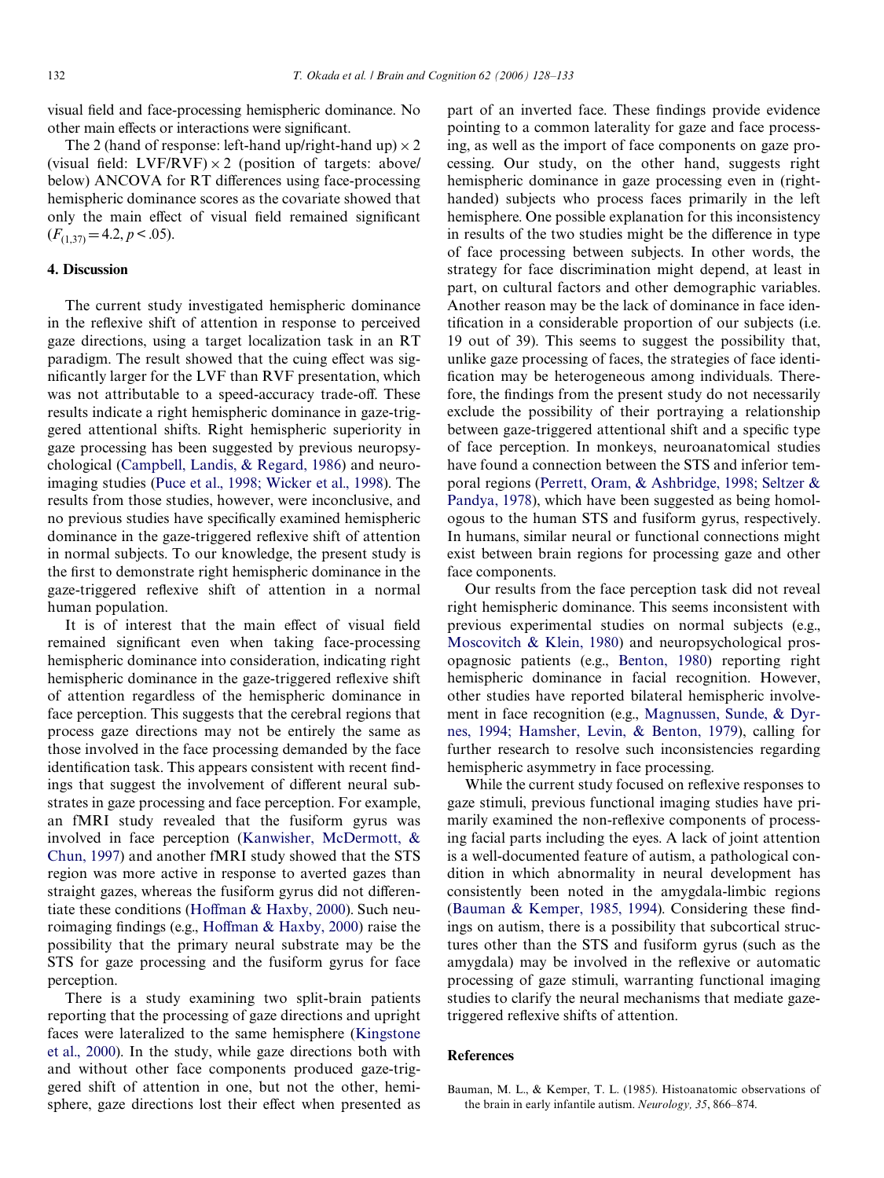visual field and face-processing hemispheric dominance. No other main effects or interactions were significant.

The 2 (hand of response: left-hand up/right-hand up) × 2 (visual field: LVF/RVF) × 2 (position of targets: above/below) ANCOVA for RT differences using face-processing hemispheric dominance scores as the covariate showed that only the main effect of visual field remained significant ($F_{(1,37)} = 4.2, p < .05$).

## 4. Discussion

The current study investigated hemispheric dominance in the reflexive shift of attention in response to perceived gaze directions, using a target localization task in an RT paradigm. The result showed that the cuing effect was significantly larger for the LVF than RVF presentation, which was not attributable to a speed-accuracy trade-off. These results indicate a right hemispheric dominance in gaze-triggered attentional shifts. Right hemispheric superiority in gaze processing has been suggested by previous neuropsychological (Campbell, Landis, & Regard, 1986) and neuroimaging studies (Puce et al., 1998; Wicker et al., 1998). The results from those studies, however, were inconclusive, and no previous studies have specifically examined hemispheric dominance in the gaze-triggered reflexive shift of attention in normal subjects. To our knowledge, the present study is the first to demonstrate right hemispheric dominance in the gaze-triggered reflexive shift of attention in a normal human population.

It is of interest that the main effect of visual field remained significant even when taking face-processing hemispheric dominance into consideration, indicating right hemispheric dominance in the gaze-triggered reflexive shift of attention regardless of the hemispheric dominance in face perception. This suggests that the cerebral regions that process gaze directions may not be entirely the same as those involved in the face processing demanded by the face identification task. This appears consistent with recent findings that suggest the involvement of different neural substrates in gaze processing and face perception. For example, an fMRI study revealed that the fusiform gyrus was involved in face perception (Kanwisher, McDermott, & Chun, 1997) and another fMRI study showed that the STS region was more active in response to averted gazes than straight gazes, whereas the fusiform gyrus did not differentiate these conditions (Hoffman & Haxby, 2000). Such neuroimaging findings (e.g., Hoffman & Haxby, 2000) raise the possibility that the primary neural substrate may be the STS for gaze processing and the fusiform gyrus for face perception.

There is a study examining two split-brain patients reporting that the processing of gaze directions and upright faces were lateralized to the same hemisphere (Kingstone et al., 2000). In the study, while gaze directions both with and without other face components produced gaze-triggered shift of attention in one, but not the other, hemisphere, gaze directions lost their effect when presented as part of an inverted face. These findings provide evidence pointing to a common laterality for gaze and face processing, as well as the import of face components on gaze processing. Our study, on the other hand, suggests right hemispheric dominance in gaze processing even in (right-handed) subjects who process faces primarily in the left hemisphere. One possible explanation for this inconsistency in results of the two studies might be the difference in type of face processing between subjects. In other words, the strategy for face discrimination might depend, at least in part, on cultural factors and other demographic variables. Another reason may be the lack of dominance in face identification in a considerable proportion of our subjects (i.e. 19 out of 39). This seems to suggest the possibility that, unlike gaze processing of faces, the strategies of face identification may be heterogeneous among individuals. Therefore, the findings from the present study do not necessarily exclude the possibility of their portraying a relationship between gaze-triggered attentional shift and a specific type of face perception. In monkeys, neuroanatomical studies have found a connection between the STS and inferior temporal regions (Perrett, Oram, & Ashbridge, 1998; Seltzer & Pandya, 1978), which have been suggested as being homologous to the human STS and fusiform gyrus, respectively. In humans, similar neural or functional connections might exist between brain regions for processing gaze and other face components.

Our results from the face perception task did not reveal right hemispheric dominance. This seems inconsistent with previous experimental studies on normal subjects (e.g., Moscovitch & Klein, 1980) and neuropsychological prosopagnosic patients (e.g., Benton, 1980) reporting right hemispheric dominance in facial recognition. However, other studies have reported bilateral hemispheric involvement in face recognition (e.g., Magnussen, Sunde, & Dyrnes, 1994; Hamsher, Levin, & Benton, 1979), calling for further research to resolve such inconsistencies regarding hemispheric asymmetry in face processing.

While the current study focused on reflexive responses to gaze stimuli, previous functional imaging studies have primarily examined the non-reflexive components of processing facial parts including the eyes. A lack of joint attention is a well-documented feature of autism, a pathological condition in which abnormality in neural development has consistently been noted in the amygdala-limbic regions (Bauman & Kemper, 1985, 1994). Considering these findings on autism, there is a possibility that subcortical structures other than the STS and fusiform gyrus (such as the amygdala) may be involved in the reflexive or automatic processing of gaze stimuli, warranting functional imaging studies to clarify the neural mechanisms that mediate gaze-triggered reflexive shifts of attention.

## References

Bauman, M. L., & Kemper, T. L. (1985). Histoanatomic observations of the brain in early infantile autism. *Neurology, 35*, 866–874.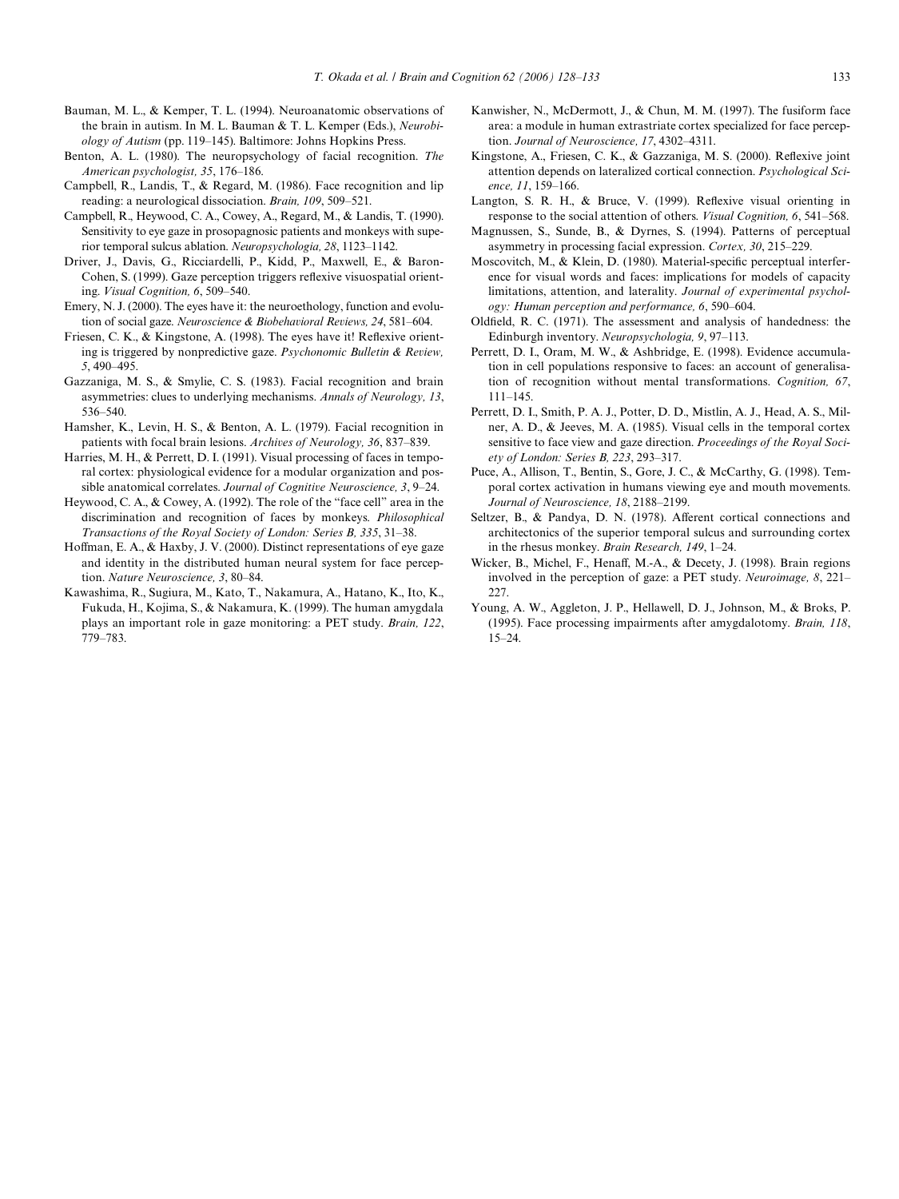Bauman, M. L., & Kemper, T. L. (1994). Neuroanatomic observations of the brain in autism. In M. L. Bauman & T. L. Kemper (Eds.), *Neurobiology of Autism* (pp. 119–145). Baltimore: Johns Hopkins Press.

Benton, A. L. (1980). The neuropsychology of facial recognition. *The American psychologist, 35*, 176–186.

Campbell, R., Landis, T., & Regard, M. (1986). Face recognition and lip reading: a neurological dissociation. *Brain, 109*, 509–521.

Campbell, R., Heywood, C. A., Cowey, A., Regard, M., & Landis, T. (1990). Sensitivity to eye gaze in prosopagnosic patients and monkeys with superior temporal sulcus ablation. *Neuropsychologia, 28*, 1123–1142.

Driver, J., Davis, G., Ricciardelli, P., Kidd, P., Maxwell, E., & Baron-Cohen, S. (1999). Gaze perception triggers reflexive visuospatial orienting. *Visual Cognition, 6*, 509–540.

Emery, N. J. (2000). The eyes have it: the neuroethology, function and evolution of social gaze. *Neuroscience & Biobehavioral Reviews, 24*, 581–604.

Friesen, C. K., & Kingstone, A. (1998). The eyes have it! Reflexive orienting is triggered by nonpredictive gaze. *Psychonomic Bulletin & Review, 5*, 490–495.

Gazzaniga, M. S., & Smylie, C. S. (1983). Facial recognition and brain asymmetries: clues to underlying mechanisms. *Annals of Neurology, 13*, 536–540.

Hamsher, K., Levin, H. S., & Benton, A. L. (1979). Facial recognition in patients with focal brain lesions. *Archives of Neurology, 36*, 837–839.

Harries, M. H., & Perrett, D. I. (1991). Visual processing of faces in temporal cortex: physiological evidence for a modular organization and possible anatomical correlates. *Journal of Cognitive Neuroscience, 3*, 9–24.

Heywood, C. A., & Cowey, A. (1992). The role of the "face cell" area in the discrimination and recognition of faces by monkeys. *Philosophical Transactions of the Royal Society of London: Series B, 335*, 31–38.

Hoffman, E. A., & Haxby, J. V. (2000). Distinct representations of eye gaze and identity in the distributed human neural system for face perception. *Nature Neuroscience, 3*, 80–84.

Kawashima, R., Sugiura, M., Kato, T., Nakamura, A., Hatano, K., Ito, K., Fukuda, H., Kojima, S., & Nakamura, K. (1999). The human amygdala plays an important role in gaze monitoring: a PET study. *Brain, 122*, 779–783.

Kanwisher, N., McDermott, J., & Chun, M. M. (1997). The fusiform face area: a module in human extrastriate cortex specialized for face perception. *Journal of Neuroscience, 17*, 4302–4311.

Kingstone, A., Friesen, C. K., & Gazzaniga, M. S. (2000). Reflexive joint attention depends on lateralized cortical connection. *Psychological Science, 11*, 159–166.

Langton, S. R. H., & Bruce, V. (1999). Reflexive visual orienting in response to the social attention of others. *Visual Cognition, 6*, 541–568.

Magnussen, S., Sunde, B., & Dyrnes, S. (1994). Patterns of perceptual asymmetry in processing facial expression. *Cortex, 30*, 215–229.

Moscovitch, M., & Klein, D. (1980). Material-specific perceptual interference for visual words and faces: implications for models of capacity limitations, attention, and laterality. *Journal of experimental psychology: Human perception and performance, 6*, 590–604.

Oldfield, R. C. (1971). The assessment and analysis of handedness: the Edinburgh inventory. *Neuropsychologia, 9*, 97–113.

Perrett, D. I., Oram, M. W., & Ashbridge, E. (1998). Evidence accumulation in cell populations responsive to faces: an account of generalisation of recognition without mental transformations. *Cognition, 67*, 111–145.

Perrett, D. I., Smith, P. A. J., Potter, D. D., Mistlin, A. J., Head, A. S., Milner, A. D., & Jeeves, M. A. (1985). Visual cells in the temporal cortex sensitive to face view and gaze direction. *Proceedings of the Royal Society of London: Series B, 223*, 293–317.

Puce, A., Allison, T., Bentin, S., Gore, J. C., & McCarthy, G. (1998). Temporal cortex activation in humans viewing eye and mouth movements. *Journal of Neuroscience, 18*, 2188–2199.

Seltzer, B., & Pandya, D. N. (1978). Afferent cortical connections and architectonics of the superior temporal sulcus and surrounding cortex in the rhesus monkey. *Brain Research, 149*, 1–24.

Wicker, B., Michel, F., Henaff, M.-A., & Decety, J. (1998). Brain regions involved in the perception of gaze: a PET study. *Neuroimage, 8*, 221–227.

Young, A. W., Aggleton, J. P., Hellawell, D. J., Johnson, M., & Broks, P. (1995). Face processing impairments after amygdalotomy. *Brain, 118*, 15–24.